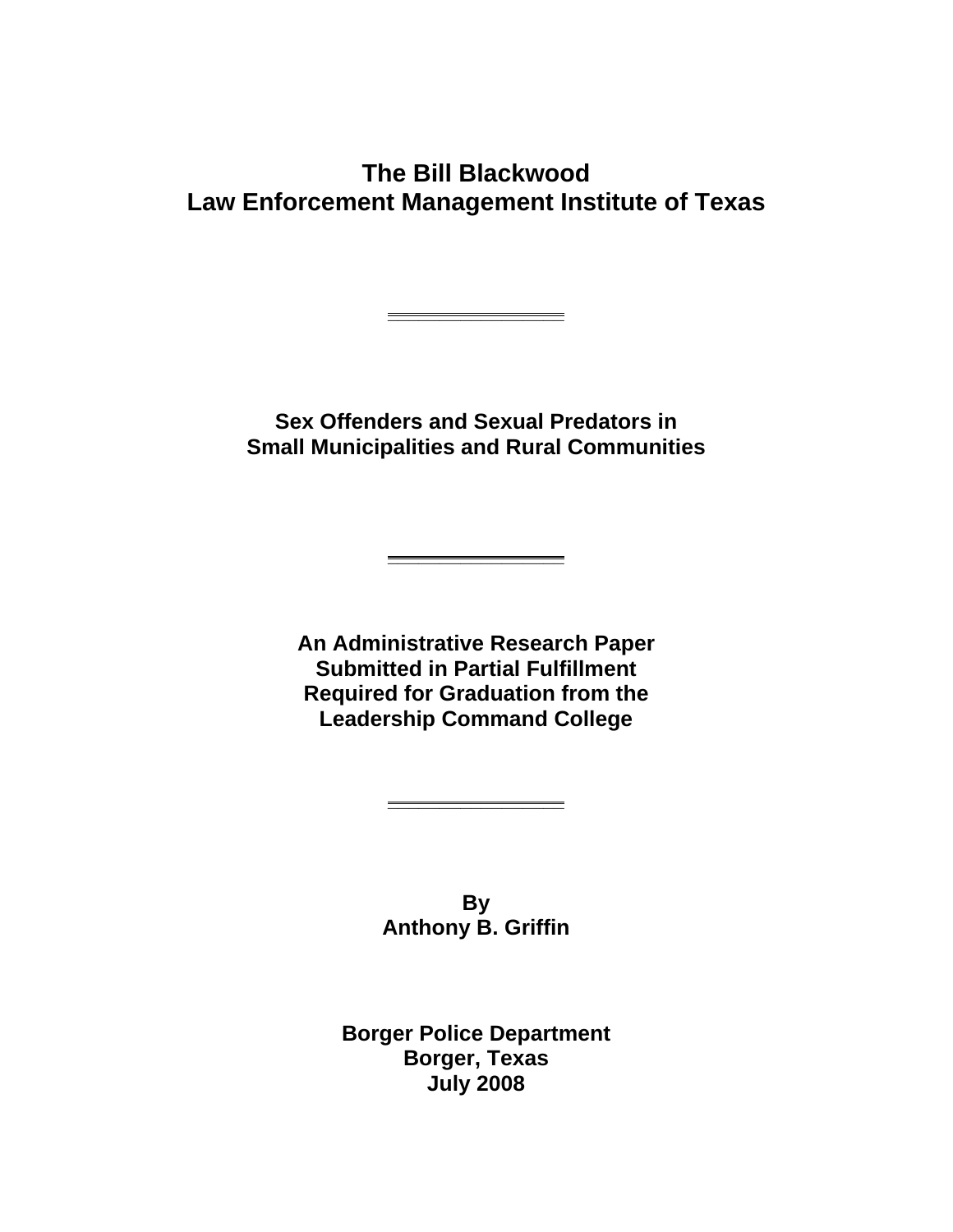# The Bill Blackwood Law Enforcement Management Institute of Texas

---

## Sex Offenders and Sexual Predators in Small Municipalities and Rural Communities

---

**An Administrative Research Paper Submitted in Partial Fulfillment Required for Graduation from the Leadership Command College**

---

**By**
**Anthony B. Griffin**

**Borger Police Department**
**Borger, Texas**
**July 2008**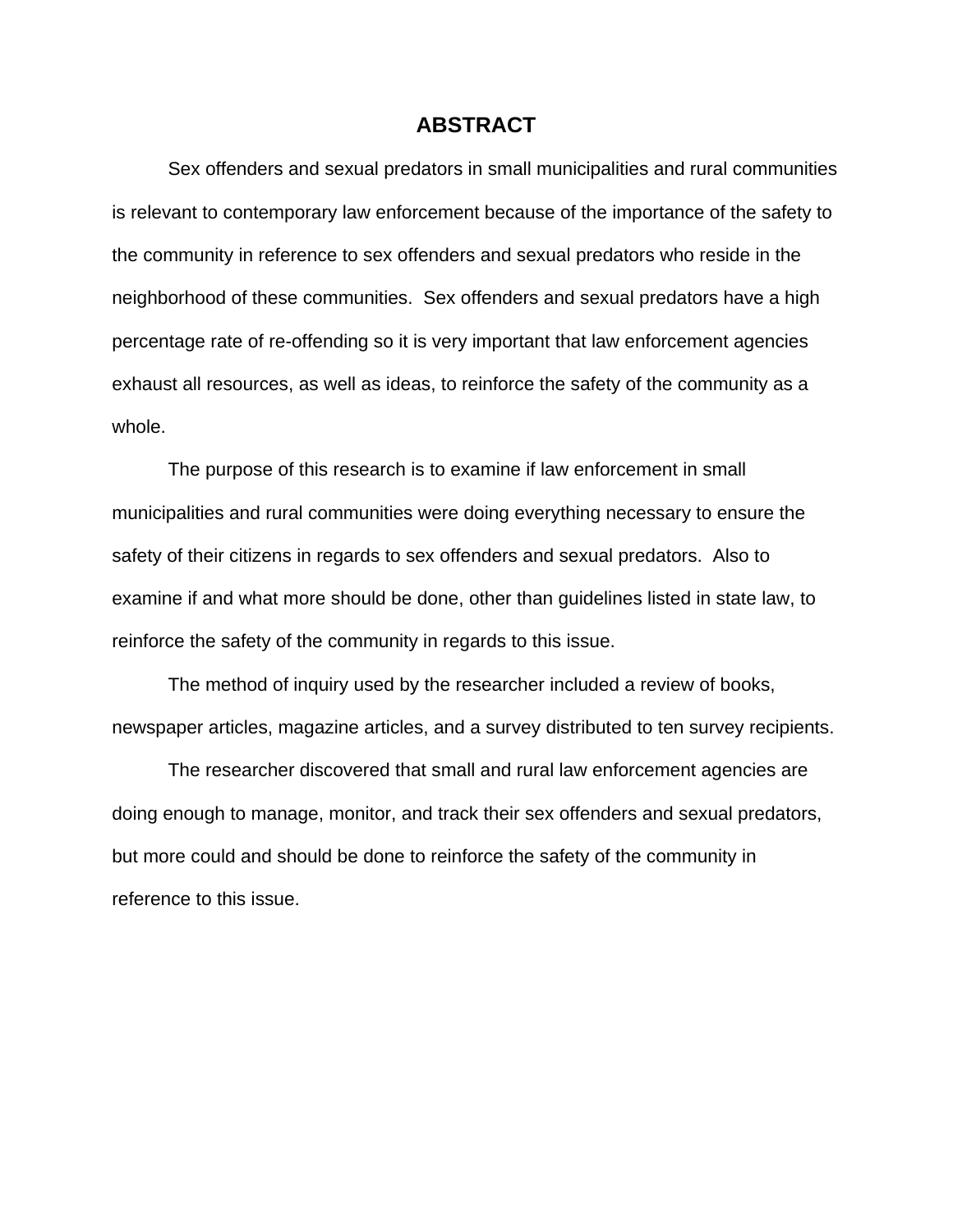# ABSTRACT

Sex offenders and sexual predators in small municipalities and rural communities is relevant to contemporary law enforcement because of the importance of the safety to the community in reference to sex offenders and sexual predators who reside in the neighborhood of these communities. Sex offenders and sexual predators have a high percentage rate of re-offending so it is very important that law enforcement agencies exhaust all resources, as well as ideas, to reinforce the safety of the community as a whole.

The purpose of this research is to examine if law enforcement in small municipalities and rural communities were doing everything necessary to ensure the safety of their citizens in regards to sex offenders and sexual predators. Also to examine if and what more should be done, other than guidelines listed in state law, to reinforce the safety of the community in regards to this issue.

The method of inquiry used by the researcher included a review of books, newspaper articles, magazine articles, and a survey distributed to ten survey recipients.

The researcher discovered that small and rural law enforcement agencies are doing enough to manage, monitor, and track their sex offenders and sexual predators, but more could and should be done to reinforce the safety of the community in reference to this issue.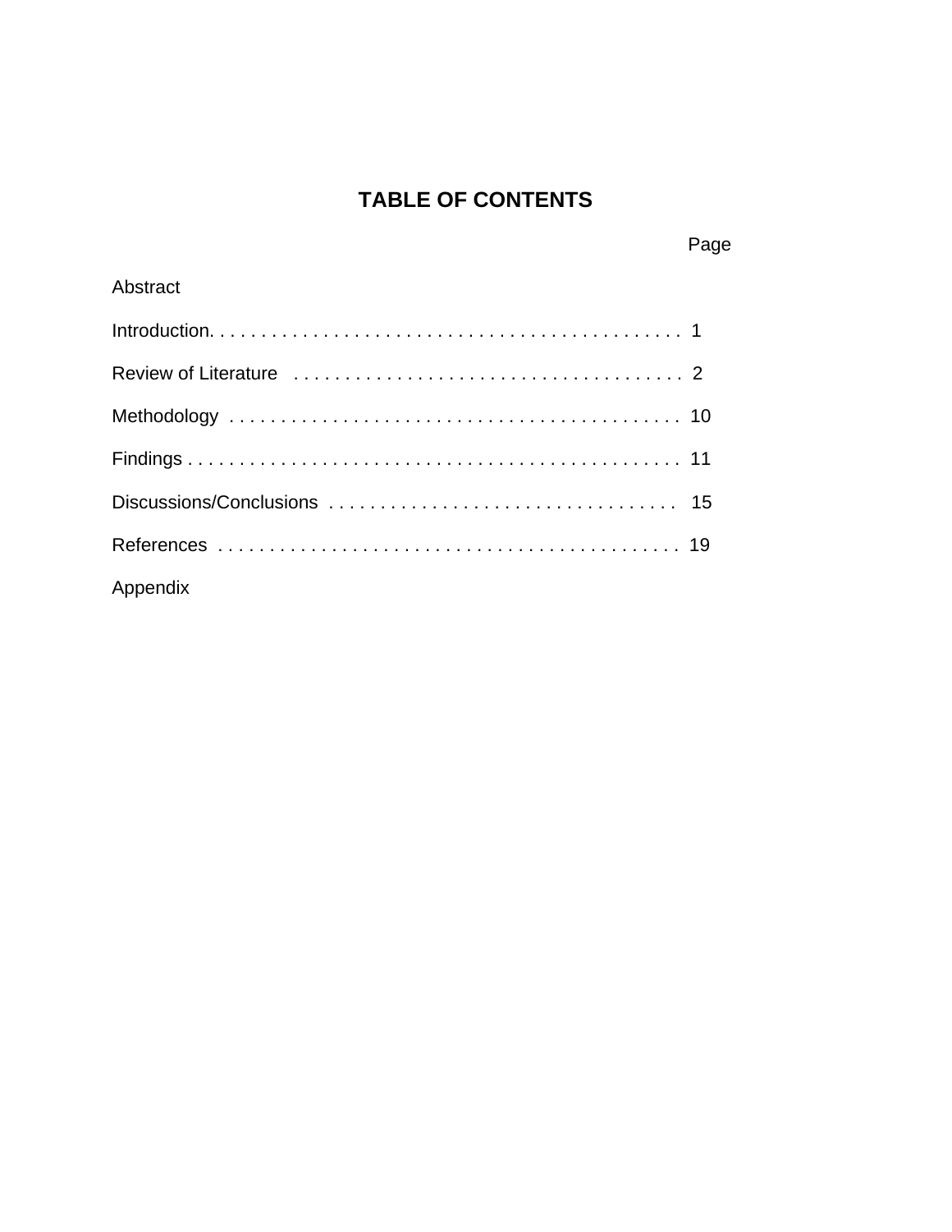# TABLE OF CONTENTS

| | Page |
|---|---|
| Abstract | |
| Introduction | 1 |
| Review of Literature | 2 |
| Methodology | 10 |
| Findings | 11 |
| Discussions/Conclusions | 15 |
| References | 19 |
| Appendix | |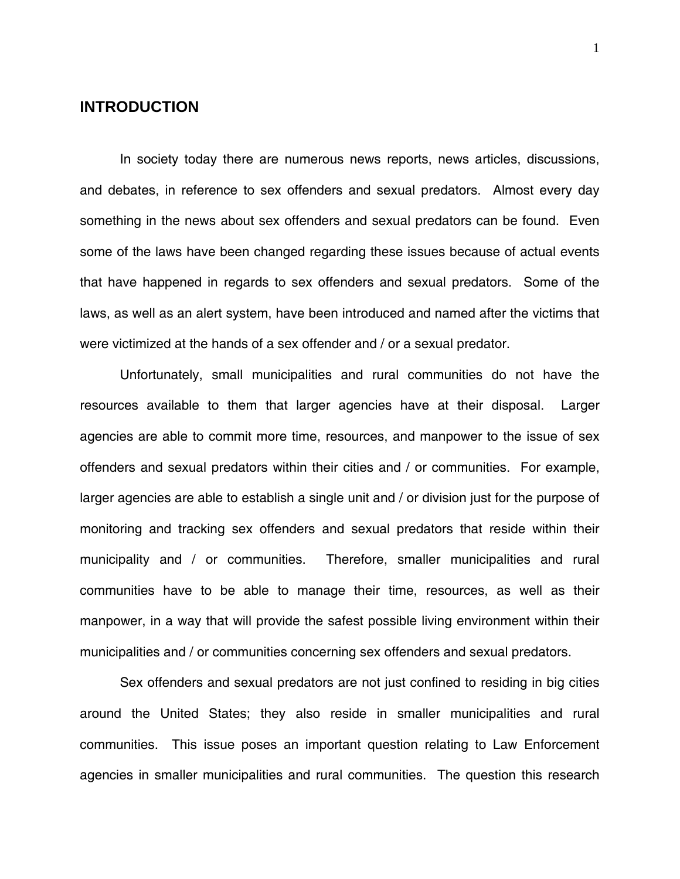## INTRODUCTION

In society today there are numerous news reports, news articles, discussions, and debates, in reference to sex offenders and sexual predators. Almost every day something in the news about sex offenders and sexual predators can be found. Even some of the laws have been changed regarding these issues because of actual events that have happened in regards to sex offenders and sexual predators. Some of the laws, as well as an alert system, have been introduced and named after the victims that were victimized at the hands of a sex offender and / or a sexual predator.

Unfortunately, small municipalities and rural communities do not have the resources available to them that larger agencies have at their disposal. Larger agencies are able to commit more time, resources, and manpower to the issue of sex offenders and sexual predators within their cities and / or communities. For example, larger agencies are able to establish a single unit and / or division just for the purpose of monitoring and tracking sex offenders and sexual predators that reside within their municipality and / or communities. Therefore, smaller municipalities and rural communities have to be able to manage their time, resources, as well as their manpower, in a way that will provide the safest possible living environment within their municipalities and / or communities concerning sex offenders and sexual predators.

Sex offenders and sexual predators are not just confined to residing in big cities around the United States; they also reside in smaller municipalities and rural communities. This issue poses an important question relating to Law Enforcement agencies in smaller municipalities and rural communities. The question this research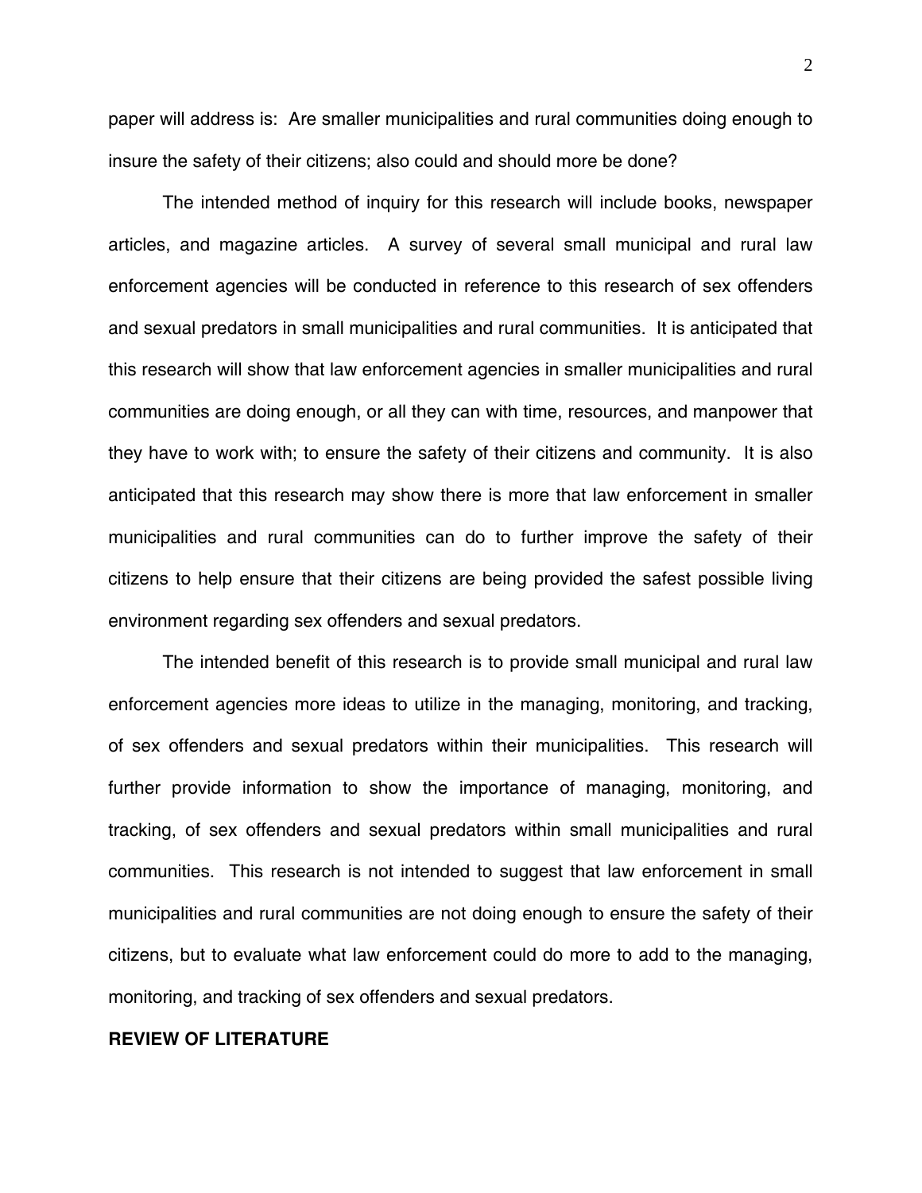paper will address is: Are smaller municipalities and rural communities doing enough to insure the safety of their citizens; also could and should more be done?

The intended method of inquiry for this research will include books, newspaper articles, and magazine articles. A survey of several small municipal and rural law enforcement agencies will be conducted in reference to this research of sex offenders and sexual predators in small municipalities and rural communities. It is anticipated that this research will show that law enforcement agencies in smaller municipalities and rural communities are doing enough, or all they can with time, resources, and manpower that they have to work with; to ensure the safety of their citizens and community. It is also anticipated that this research may show there is more that law enforcement in smaller municipalities and rural communities can do to further improve the safety of their citizens to help ensure that their citizens are being provided the safest possible living environment regarding sex offenders and sexual predators.

The intended benefit of this research is to provide small municipal and rural law enforcement agencies more ideas to utilize in the managing, monitoring, and tracking, of sex offenders and sexual predators within their municipalities. This research will further provide information to show the importance of managing, monitoring, and tracking, of sex offenders and sexual predators within small municipalities and rural communities. This research is not intended to suggest that law enforcement in small municipalities and rural communities are not doing enough to ensure the safety of their citizens, but to evaluate what law enforcement could do more to add to the managing, monitoring, and tracking of sex offenders and sexual predators.

## REVIEW OF LITERATURE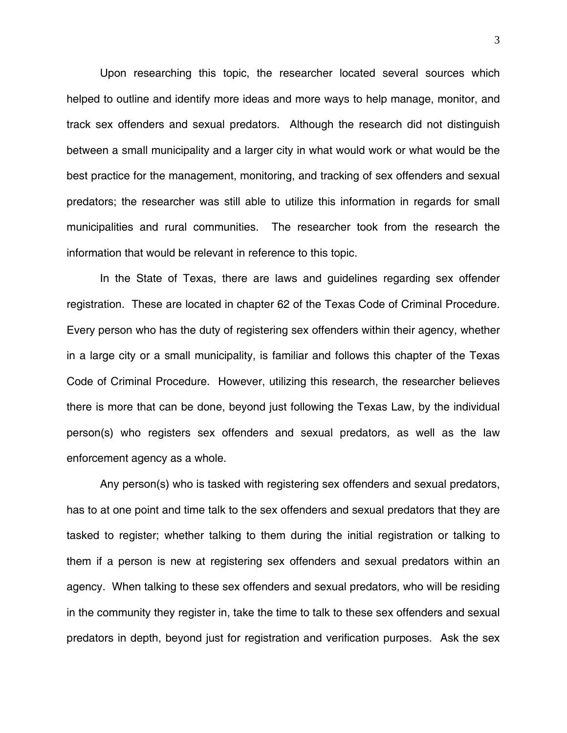Upon researching this topic, the researcher located several sources which helped to outline and identify more ideas and more ways to help manage, monitor, and track sex offenders and sexual predators. Although the research did not distinguish between a small municipality and a larger city in what would work or what would be the best practice for the management, monitoring, and tracking of sex offenders and sexual predators; the researcher was still able to utilize this information in regards for small municipalities and rural communities. The researcher took from the research the information that would be relevant in reference to this topic.

In the State of Texas, there are laws and guidelines regarding sex offender registration. These are located in chapter 62 of the Texas Code of Criminal Procedure. Every person who has the duty of registering sex offenders within their agency, whether in a large city or a small municipality, is familiar and follows this chapter of the Texas Code of Criminal Procedure. However, utilizing this research, the researcher believes there is more that can be done, beyond just following the Texas Law, by the individual person(s) who registers sex offenders and sexual predators, as well as the law enforcement agency as a whole.

Any person(s) who is tasked with registering sex offenders and sexual predators, has to at one point and time talk to the sex offenders and sexual predators that they are tasked to register; whether talking to them during the initial registration or talking to them if a person is new at registering sex offenders and sexual predators within an agency. When talking to these sex offenders and sexual predators, who will be residing in the community they register in, take the time to talk to these sex offenders and sexual predators in depth, beyond just for registration and verification purposes. Ask the sex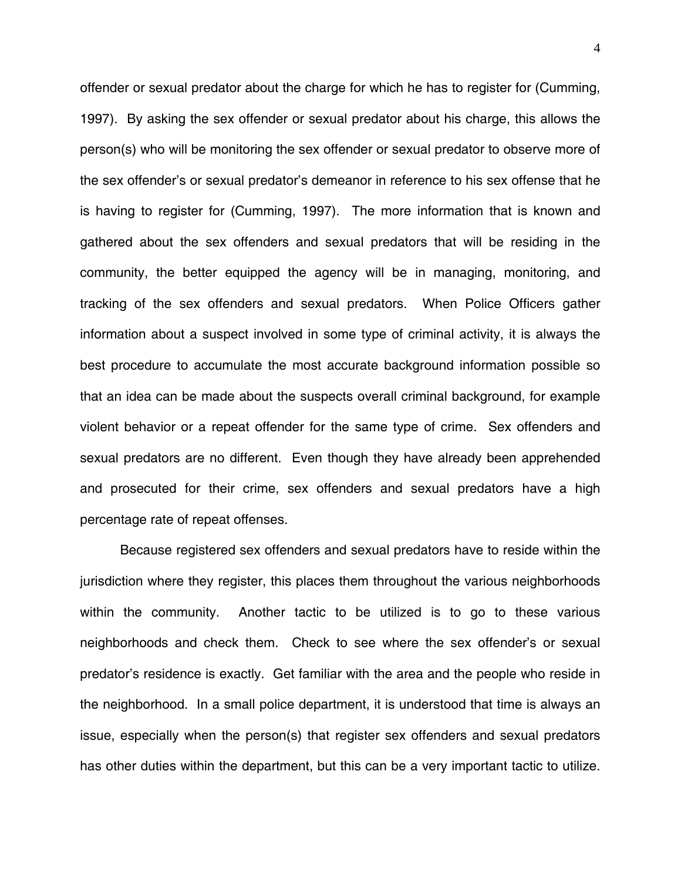offender or sexual predator about the charge for which he has to register for (Cumming, 1997). By asking the sex offender or sexual predator about his charge, this allows the person(s) who will be monitoring the sex offender or sexual predator to observe more of the sex offender's or sexual predator's demeanor in reference to his sex offense that he is having to register for (Cumming, 1997). The more information that is known and gathered about the sex offenders and sexual predators that will be residing in the community, the better equipped the agency will be in managing, monitoring, and tracking of the sex offenders and sexual predators. When Police Officers gather information about a suspect involved in some type of criminal activity, it is always the best procedure to accumulate the most accurate background information possible so that an idea can be made about the suspects overall criminal background, for example violent behavior or a repeat offender for the same type of crime. Sex offenders and sexual predators are no different. Even though they have already been apprehended and prosecuted for their crime, sex offenders and sexual predators have a high percentage rate of repeat offenses.

Because registered sex offenders and sexual predators have to reside within the jurisdiction where they register, this places them throughout the various neighborhoods within the community. Another tactic to be utilized is to go to these various neighborhoods and check them. Check to see where the sex offender's or sexual predator's residence is exactly. Get familiar with the area and the people who reside in the neighborhood. In a small police department, it is understood that time is always an issue, especially when the person(s) that register sex offenders and sexual predators has other duties within the department, but this can be a very important tactic to utilize.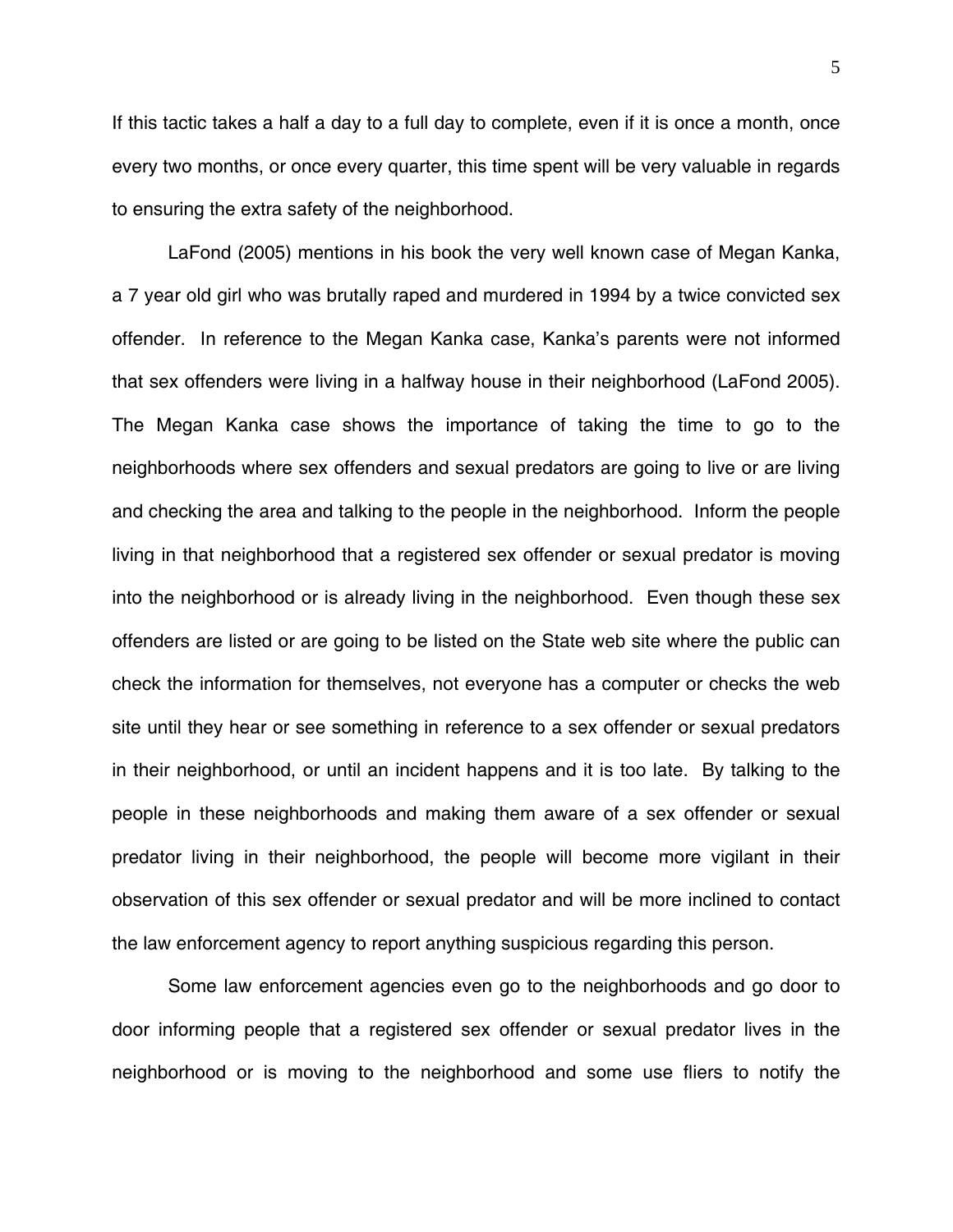If this tactic takes a half a day to a full day to complete, even if it is once a month, once every two months, or once every quarter, this time spent will be very valuable in regards to ensuring the extra safety of the neighborhood.

LaFond (2005) mentions in his book the very well known case of Megan Kanka, a 7 year old girl who was brutally raped and murdered in 1994 by a twice convicted sex offender. In reference to the Megan Kanka case, Kanka's parents were not informed that sex offenders were living in a halfway house in their neighborhood (LaFond 2005). The Megan Kanka case shows the importance of taking the time to go to the neighborhoods where sex offenders and sexual predators are going to live or are living and checking the area and talking to the people in the neighborhood. Inform the people living in that neighborhood that a registered sex offender or sexual predator is moving into the neighborhood or is already living in the neighborhood. Even though these sex offenders are listed or are going to be listed on the State web site where the public can check the information for themselves, not everyone has a computer or checks the web site until they hear or see something in reference to a sex offender or sexual predators in their neighborhood, or until an incident happens and it is too late. By talking to the people in these neighborhoods and making them aware of a sex offender or sexual predator living in their neighborhood, the people will become more vigilant in their observation of this sex offender or sexual predator and will be more inclined to contact the law enforcement agency to report anything suspicious regarding this person.

Some law enforcement agencies even go to the neighborhoods and go door to door informing people that a registered sex offender or sexual predator lives in the neighborhood or is moving to the neighborhood and some use fliers to notify the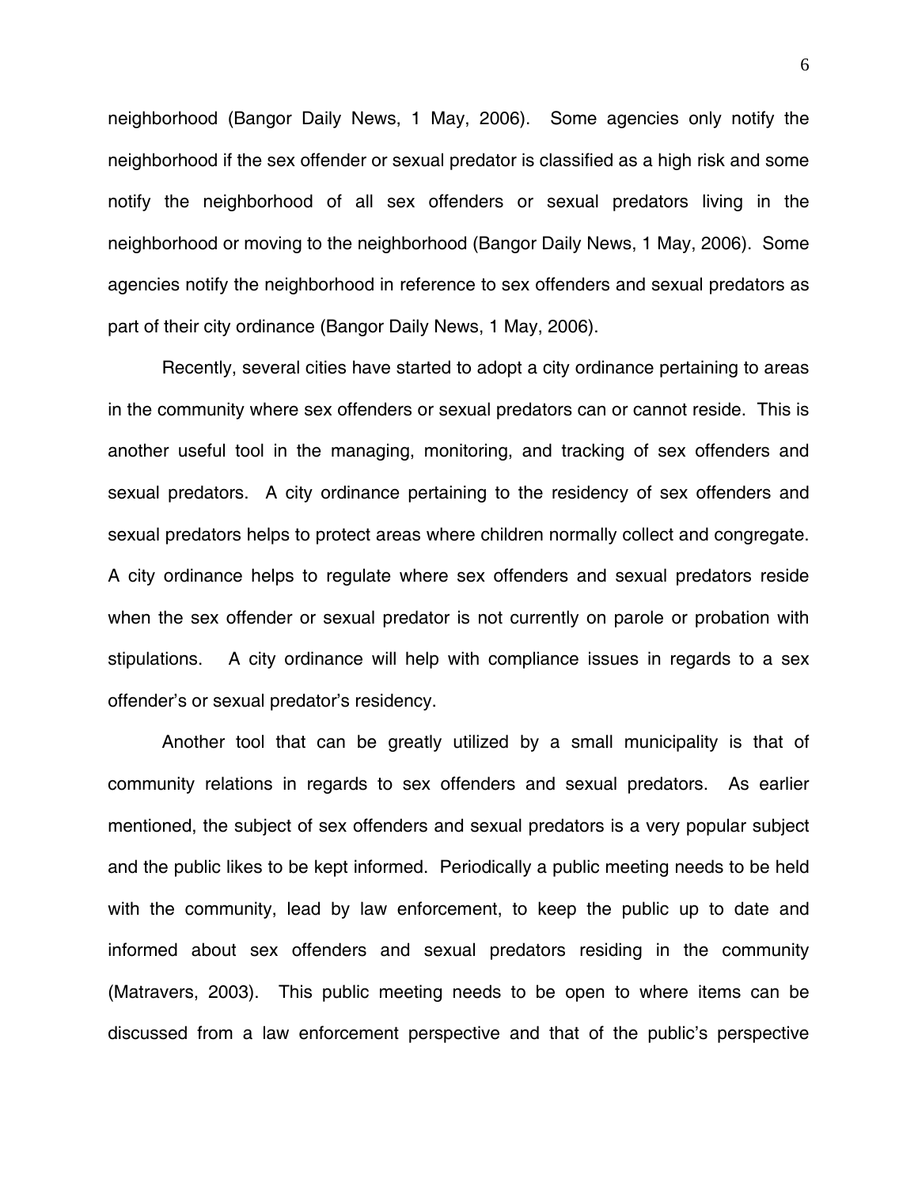neighborhood (Bangor Daily News, 1 May, 2006). Some agencies only notify the neighborhood if the sex offender or sexual predator is classified as a high risk and some notify the neighborhood of all sex offenders or sexual predators living in the neighborhood or moving to the neighborhood (Bangor Daily News, 1 May, 2006). Some agencies notify the neighborhood in reference to sex offenders and sexual predators as part of their city ordinance (Bangor Daily News, 1 May, 2006).

Recently, several cities have started to adopt a city ordinance pertaining to areas in the community where sex offenders or sexual predators can or cannot reside. This is another useful tool in the managing, monitoring, and tracking of sex offenders and sexual predators. A city ordinance pertaining to the residency of sex offenders and sexual predators helps to protect areas where children normally collect and congregate. A city ordinance helps to regulate where sex offenders and sexual predators reside when the sex offender or sexual predator is not currently on parole or probation with stipulations. A city ordinance will help with compliance issues in regards to a sex offender's or sexual predator's residency.

Another tool that can be greatly utilized by a small municipality is that of community relations in regards to sex offenders and sexual predators. As earlier mentioned, the subject of sex offenders and sexual predators is a very popular subject and the public likes to be kept informed. Periodically a public meeting needs to be held with the community, lead by law enforcement, to keep the public up to date and informed about sex offenders and sexual predators residing in the community (Matravers, 2003). This public meeting needs to be open to where items can be discussed from a law enforcement perspective and that of the public's perspective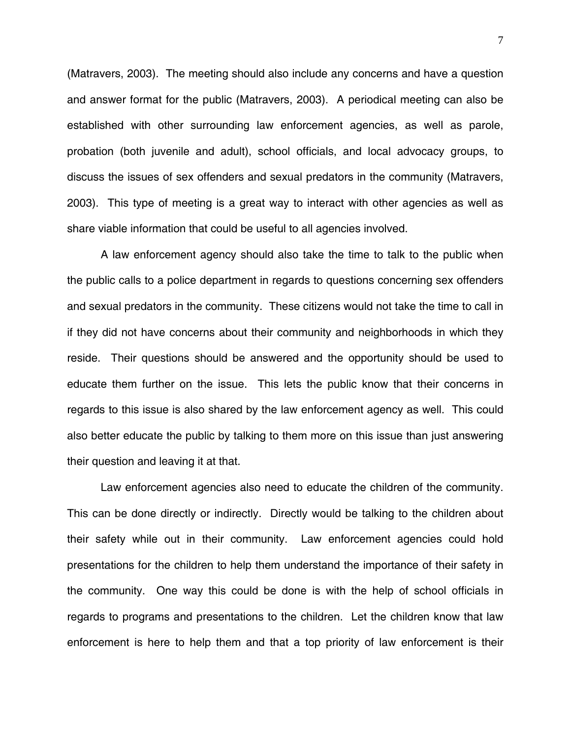(Matravers, 2003). The meeting should also include any concerns and have a question and answer format for the public (Matravers, 2003). A periodical meeting can also be established with other surrounding law enforcement agencies, as well as parole, probation (both juvenile and adult), school officials, and local advocacy groups, to discuss the issues of sex offenders and sexual predators in the community (Matravers, 2003). This type of meeting is a great way to interact with other agencies as well as share viable information that could be useful to all agencies involved.

A law enforcement agency should also take the time to talk to the public when the public calls to a police department in regards to questions concerning sex offenders and sexual predators in the community. These citizens would not take the time to call in if they did not have concerns about their community and neighborhoods in which they reside. Their questions should be answered and the opportunity should be used to educate them further on the issue. This lets the public know that their concerns in regards to this issue is also shared by the law enforcement agency as well. This could also better educate the public by talking to them more on this issue than just answering their question and leaving it at that.

Law enforcement agencies also need to educate the children of the community. This can be done directly or indirectly. Directly would be talking to the children about their safety while out in their community. Law enforcement agencies could hold presentations for the children to help them understand the importance of their safety in the community. One way this could be done is with the help of school officials in regards to programs and presentations to the children. Let the children know that law enforcement is here to help them and that a top priority of law enforcement is their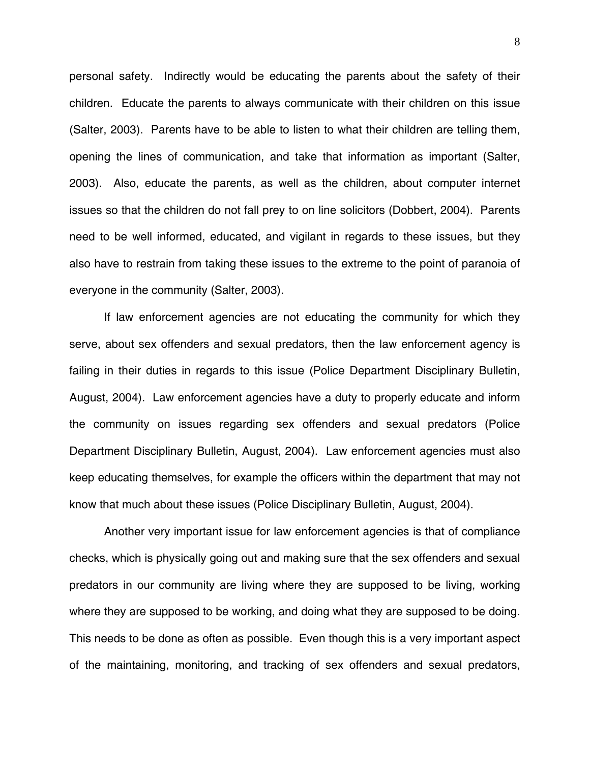personal safety. Indirectly would be educating the parents about the safety of their children. Educate the parents to always communicate with their children on this issue (Salter, 2003). Parents have to be able to listen to what their children are telling them, opening the lines of communication, and take that information as important (Salter, 2003). Also, educate the parents, as well as the children, about computer internet issues so that the children do not fall prey to on line solicitors (Dobbert, 2004). Parents need to be well informed, educated, and vigilant in regards to these issues, but they also have to restrain from taking these issues to the extreme to the point of paranoia of everyone in the community (Salter, 2003).

If law enforcement agencies are not educating the community for which they serve, about sex offenders and sexual predators, then the law enforcement agency is failing in their duties in regards to this issue (Police Department Disciplinary Bulletin, August, 2004). Law enforcement agencies have a duty to properly educate and inform the community on issues regarding sex offenders and sexual predators (Police Department Disciplinary Bulletin, August, 2004). Law enforcement agencies must also keep educating themselves, for example the officers within the department that may not know that much about these issues (Police Disciplinary Bulletin, August, 2004).

Another very important issue for law enforcement agencies is that of compliance checks, which is physically going out and making sure that the sex offenders and sexual predators in our community are living where they are supposed to be living, working where they are supposed to be working, and doing what they are supposed to be doing. This needs to be done as often as possible. Even though this is a very important aspect of the maintaining, monitoring, and tracking of sex offenders and sexual predators,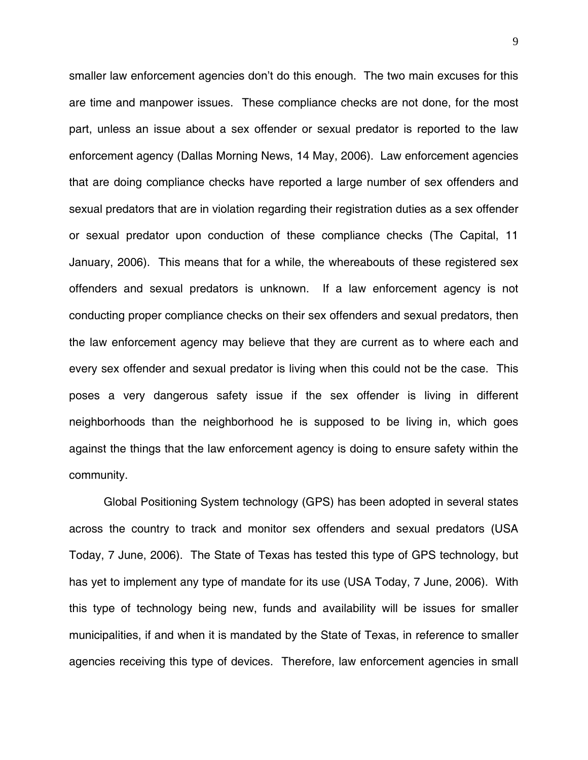smaller law enforcement agencies don't do this enough. The two main excuses for this are time and manpower issues. These compliance checks are not done, for the most part, unless an issue about a sex offender or sexual predator is reported to the law enforcement agency (Dallas Morning News, 14 May, 2006). Law enforcement agencies that are doing compliance checks have reported a large number of sex offenders and sexual predators that are in violation regarding their registration duties as a sex offender or sexual predator upon conduction of these compliance checks (The Capital, 11 January, 2006). This means that for a while, the whereabouts of these registered sex offenders and sexual predators is unknown. If a law enforcement agency is not conducting proper compliance checks on their sex offenders and sexual predators, then the law enforcement agency may believe that they are current as to where each and every sex offender and sexual predator is living when this could not be the case. This poses a very dangerous safety issue if the sex offender is living in different neighborhoods than the neighborhood he is supposed to be living in, which goes against the things that the law enforcement agency is doing to ensure safety within the community.

Global Positioning System technology (GPS) has been adopted in several states across the country to track and monitor sex offenders and sexual predators (USA Today, 7 June, 2006). The State of Texas has tested this type of GPS technology, but has yet to implement any type of mandate for its use (USA Today, 7 June, 2006). With this type of technology being new, funds and availability will be issues for smaller municipalities, if and when it is mandated by the State of Texas, in reference to smaller agencies receiving this type of devices. Therefore, law enforcement agencies in small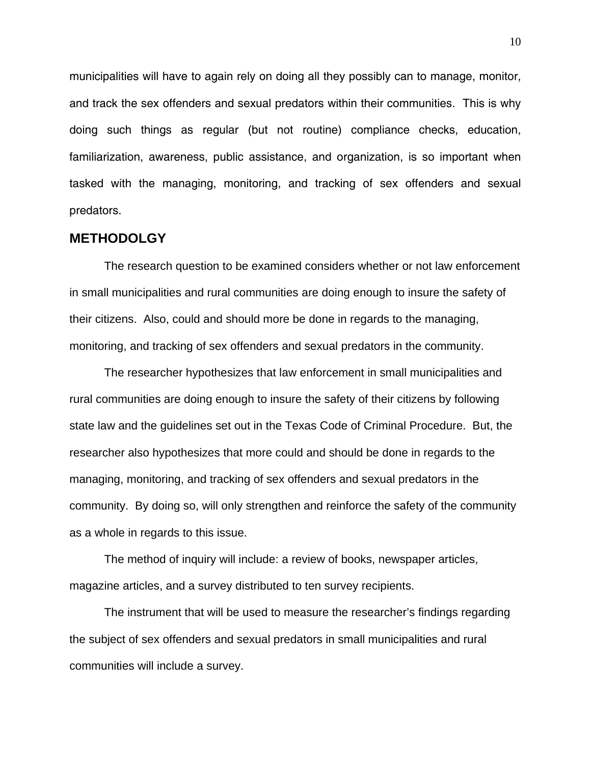municipalities will have to again rely on doing all they possibly can to manage, monitor, and track the sex offenders and sexual predators within their communities. This is why doing such things as regular (but not routine) compliance checks, education, familiarization, awareness, public assistance, and organization, is so important when tasked with the managing, monitoring, and tracking of sex offenders and sexual predators.

## METHODOLGY

The research question to be examined considers whether or not law enforcement in small municipalities and rural communities are doing enough to insure the safety of their citizens. Also, could and should more be done in regards to the managing, monitoring, and tracking of sex offenders and sexual predators in the community.

The researcher hypothesizes that law enforcement in small municipalities and rural communities are doing enough to insure the safety of their citizens by following state law and the guidelines set out in the Texas Code of Criminal Procedure. But, the researcher also hypothesizes that more could and should be done in regards to the managing, monitoring, and tracking of sex offenders and sexual predators in the community. By doing so, will only strengthen and reinforce the safety of the community as a whole in regards to this issue.

The method of inquiry will include: a review of books, newspaper articles, magazine articles, and a survey distributed to ten survey recipients.

The instrument that will be used to measure the researcher's findings regarding the subject of sex offenders and sexual predators in small municipalities and rural communities will include a survey.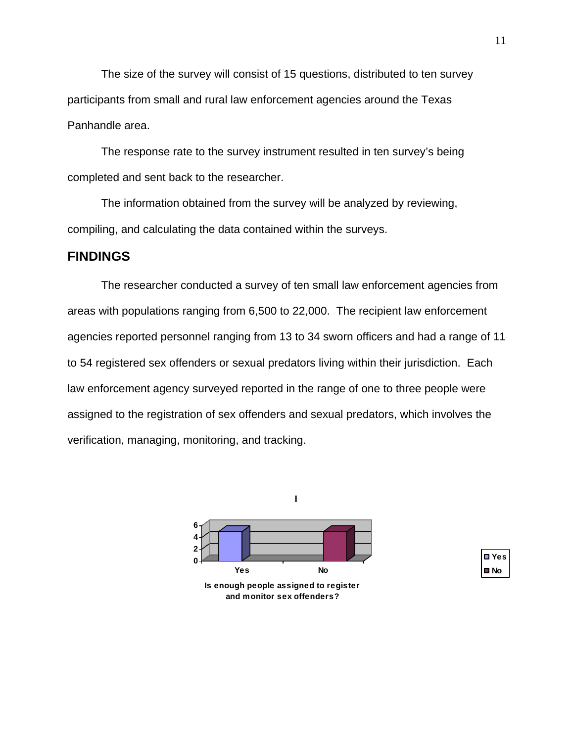The size of the survey will consist of 15 questions, distributed to ten survey participants from small and rural law enforcement agencies around the Texas Panhandle area.

The response rate to the survey instrument resulted in ten survey's being completed and sent back to the researcher.

The information obtained from the survey will be analyzed by reviewing, compiling, and calculating the data contained within the surveys.

## FINDINGS

The researcher conducted a survey of ten small law enforcement agencies from areas with populations ranging from 6,500 to 22,000. The recipient law enforcement agencies reported personnel ranging from 13 to 34 sworn officers and had a range of 11 to 54 registered sex offenders or sexual predators living within their jurisdiction. Each law enforcement agency surveyed reported in the range of one to three people were assigned to the registration of sex offenders and sexual predators, which involves the verification, managing, monitoring, and tracking.

I

Is enough people assigned to register and monitor sex offenders?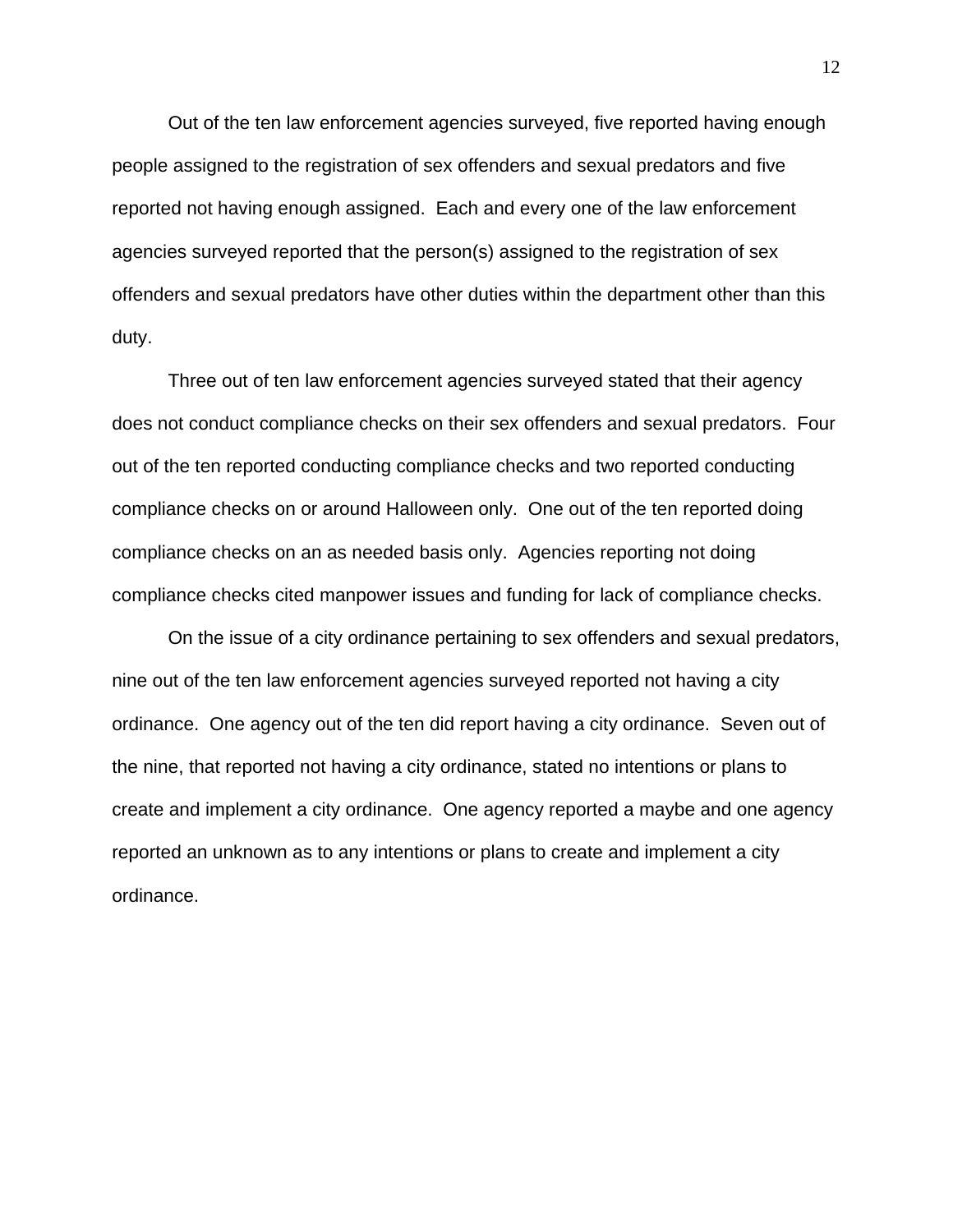Out of the ten law enforcement agencies surveyed, five reported having enough people assigned to the registration of sex offenders and sexual predators and five reported not having enough assigned.  Each and every one of the law enforcement agencies surveyed reported that the person(s) assigned to the registration of sex offenders and sexual predators have other duties within the department other than this duty.

Three out of ten law enforcement agencies surveyed stated that their agency does not conduct compliance checks on their sex offenders and sexual predators.  Four out of the ten reported conducting compliance checks and two reported conducting compliance checks on or around Halloween only.  One out of the ten reported doing compliance checks on an as needed basis only.  Agencies reporting not doing compliance checks cited manpower issues and funding for lack of compliance checks.

On the issue of a city ordinance pertaining to sex offenders and sexual predators, nine out of the ten law enforcement agencies surveyed reported not having a city ordinance.  One agency out of the ten did report having a city ordinance.  Seven out of the nine, that reported not having a city ordinance, stated no intentions or plans to create and implement a city ordinance.  One agency reported a maybe and one agency reported an unknown as to any intentions or plans to create and implement a city ordinance.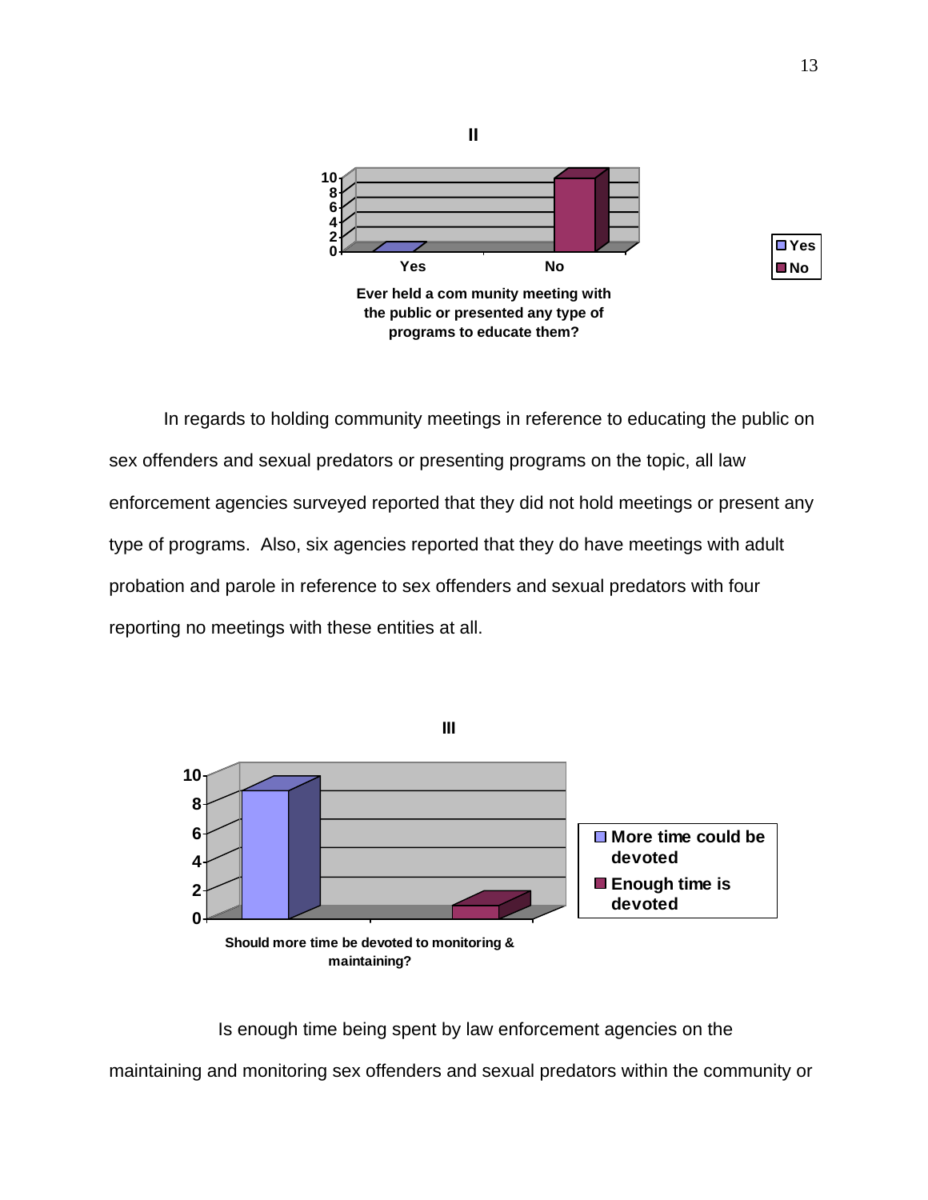II

Ever held a com munity meeting with the public or presented any type of programs to educate them?

In regards to holding community meetings in reference to educating the public on sex offenders and sexual predators or presenting programs on the topic, all law enforcement agencies surveyed reported that they did not hold meetings or present any type of programs. Also, six agencies reported that they do have meetings with adult probation and parole in reference to sex offenders and sexual predators with four reporting no meetings with these entities at all.

III

Should more time be devoted to monitoring & maintaining?

Is enough time being spent by law enforcement agencies on the maintaining and monitoring sex offenders and sexual predators within the community or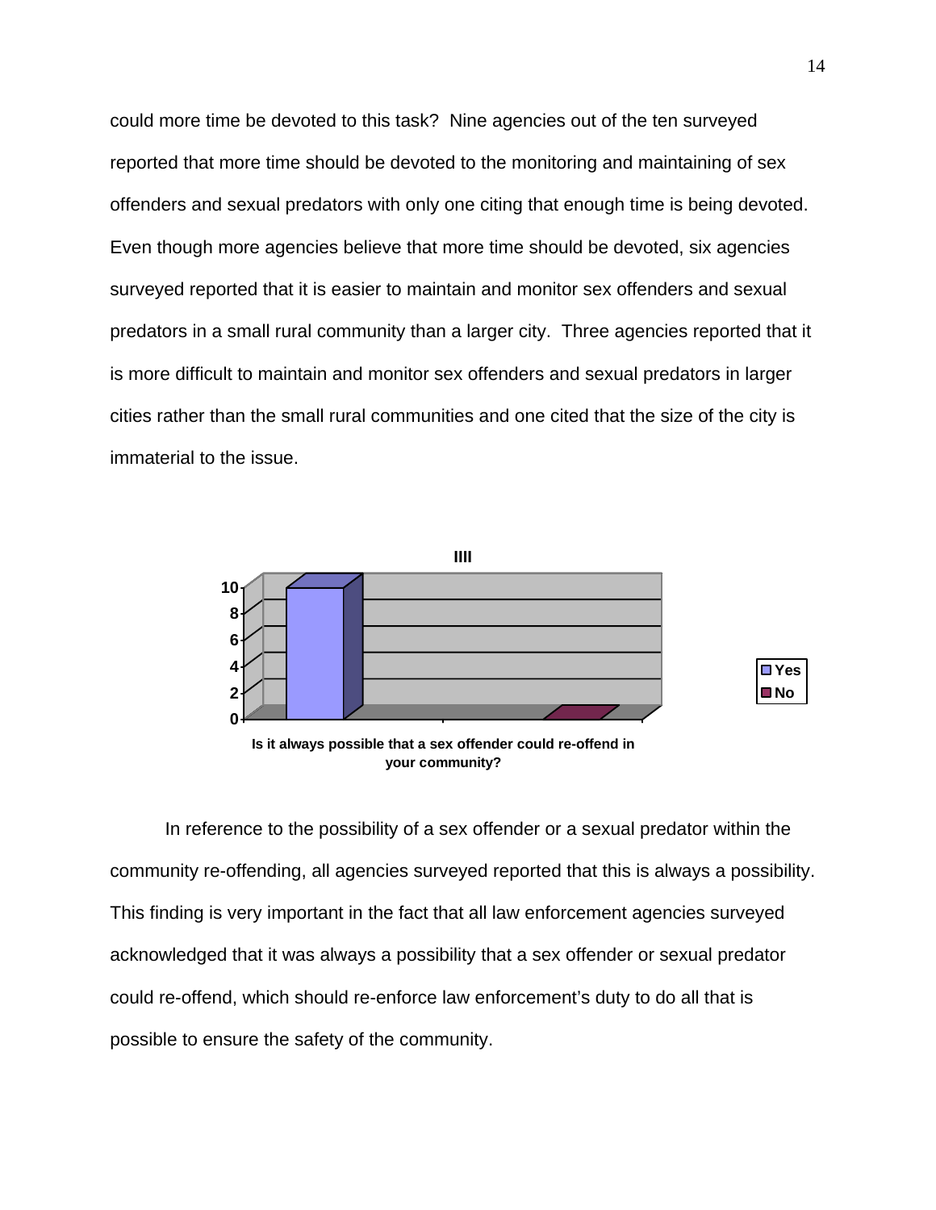could more time be devoted to this task? Nine agencies out of the ten surveyed reported that more time should be devoted to the monitoring and maintaining of sex offenders and sexual predators with only one citing that enough time is being devoted. Even though more agencies believe that more time should be devoted, six agencies surveyed reported that it is easier to maintain and monitor sex offenders and sexual predators in a small rural community than a larger city. Three agencies reported that it is more difficult to maintain and monitor sex offenders and sexual predators in larger cities rather than the small rural communities and one cited that the size of the city is immaterial to the issue.

**IIII**

| | Yes | No |
|---|---|---|
| Is it always possible that a sex offender could re-offend in your community? | 10 | 0 |

In reference to the possibility of a sex offender or a sexual predator within the community re-offending, all agencies surveyed reported that this is always a possibility. This finding is very important in the fact that all law enforcement agencies surveyed acknowledged that it was always a possibility that a sex offender or sexual predator could re-offend, which should re-enforce law enforcement's duty to do all that is possible to ensure the safety of the community.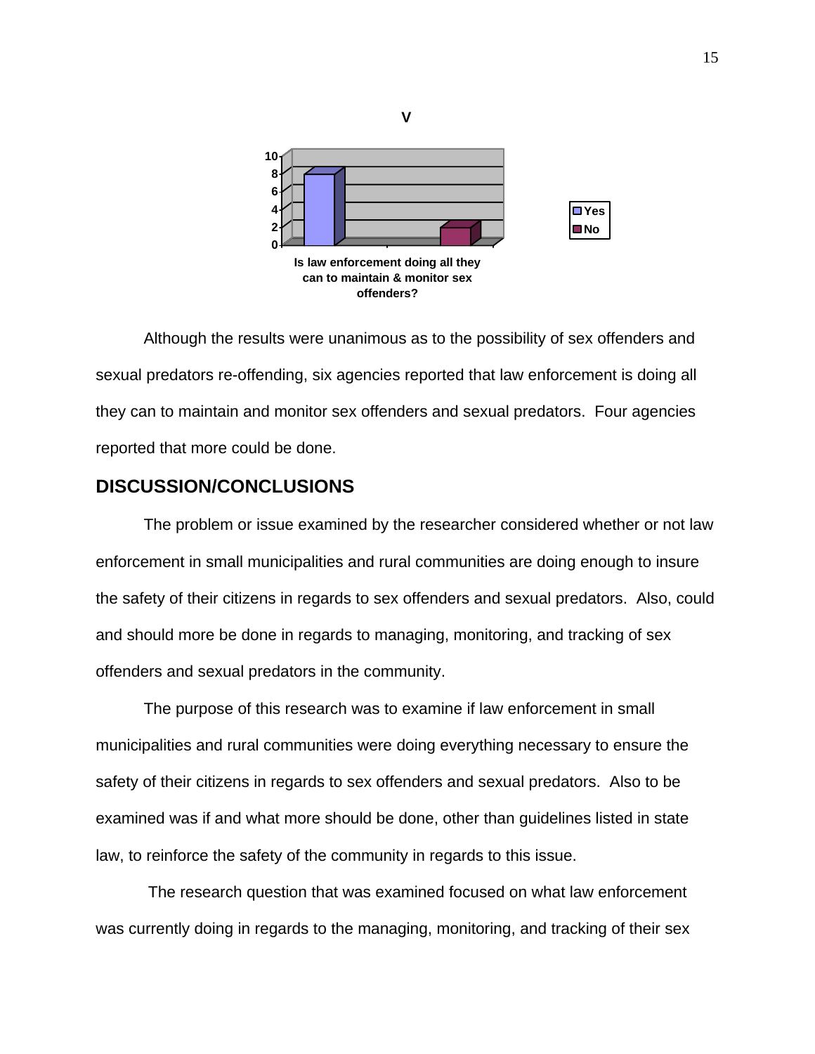V

Is law enforcement doing all they can to maintain & monitor sex offenders?

Although the results were unanimous as to the possibility of sex offenders and sexual predators re-offending, six agencies reported that law enforcement is doing all they can to maintain and monitor sex offenders and sexual predators. Four agencies reported that more could be done.

## DISCUSSION/CONCLUSIONS

The problem or issue examined by the researcher considered whether or not law enforcement in small municipalities and rural communities are doing enough to insure the safety of their citizens in regards to sex offenders and sexual predators. Also, could and should more be done in regards to managing, monitoring, and tracking of sex offenders and sexual predators in the community.

The purpose of this research was to examine if law enforcement in small municipalities and rural communities were doing everything necessary to ensure the safety of their citizens in regards to sex offenders and sexual predators. Also to be examined was if and what more should be done, other than guidelines listed in state law, to reinforce the safety of the community in regards to this issue.

The research question that was examined focused on what law enforcement was currently doing in regards to the managing, monitoring, and tracking of their sex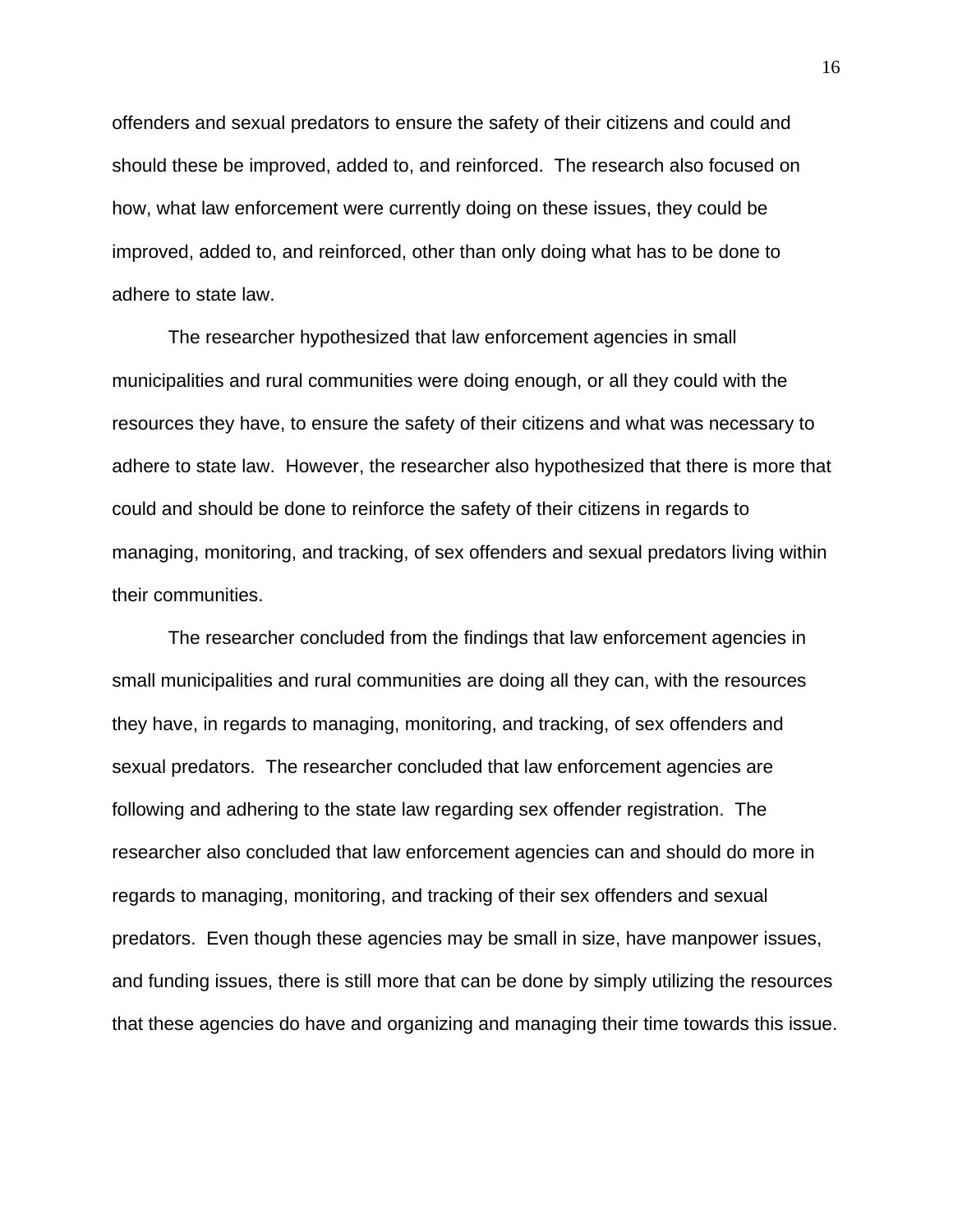offenders and sexual predators to ensure the safety of their citizens and could and should these be improved, added to, and reinforced. The research also focused on how, what law enforcement were currently doing on these issues, they could be improved, added to, and reinforced, other than only doing what has to be done to adhere to state law.

The researcher hypothesized that law enforcement agencies in small municipalities and rural communities were doing enough, or all they could with the resources they have, to ensure the safety of their citizens and what was necessary to adhere to state law. However, the researcher also hypothesized that there is more that could and should be done to reinforce the safety of their citizens in regards to managing, monitoring, and tracking, of sex offenders and sexual predators living within their communities.

The researcher concluded from the findings that law enforcement agencies in small municipalities and rural communities are doing all they can, with the resources they have, in regards to managing, monitoring, and tracking, of sex offenders and sexual predators. The researcher concluded that law enforcement agencies are following and adhering to the state law regarding sex offender registration. The researcher also concluded that law enforcement agencies can and should do more in regards to managing, monitoring, and tracking of their sex offenders and sexual predators. Even though these agencies may be small in size, have manpower issues, and funding issues, there is still more that can be done by simply utilizing the resources that these agencies do have and organizing and managing their time towards this issue.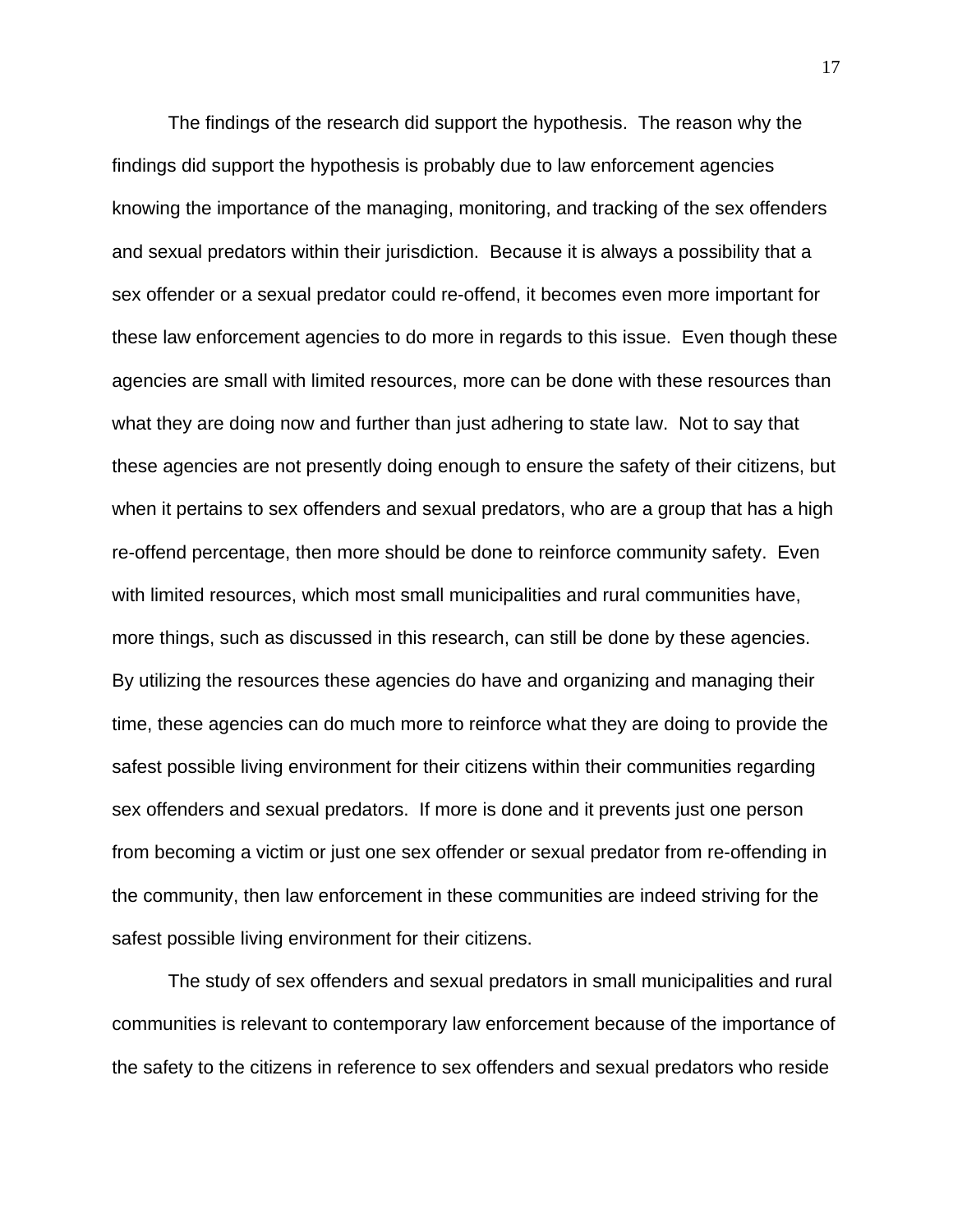The findings of the research did support the hypothesis. The reason why the findings did support the hypothesis is probably due to law enforcement agencies knowing the importance of the managing, monitoring, and tracking of the sex offenders and sexual predators within their jurisdiction. Because it is always a possibility that a sex offender or a sexual predator could re-offend, it becomes even more important for these law enforcement agencies to do more in regards to this issue. Even though these agencies are small with limited resources, more can be done with these resources than what they are doing now and further than just adhering to state law. Not to say that these agencies are not presently doing enough to ensure the safety of their citizens, but when it pertains to sex offenders and sexual predators, who are a group that has a high re-offend percentage, then more should be done to reinforce community safety. Even with limited resources, which most small municipalities and rural communities have, more things, such as discussed in this research, can still be done by these agencies. By utilizing the resources these agencies do have and organizing and managing their time, these agencies can do much more to reinforce what they are doing to provide the safest possible living environment for their citizens within their communities regarding sex offenders and sexual predators. If more is done and it prevents just one person from becoming a victim or just one sex offender or sexual predator from re-offending in the community, then law enforcement in these communities are indeed striving for the safest possible living environment for their citizens.

The study of sex offenders and sexual predators in small municipalities and rural communities is relevant to contemporary law enforcement because of the importance of the safety to the citizens in reference to sex offenders and sexual predators who reside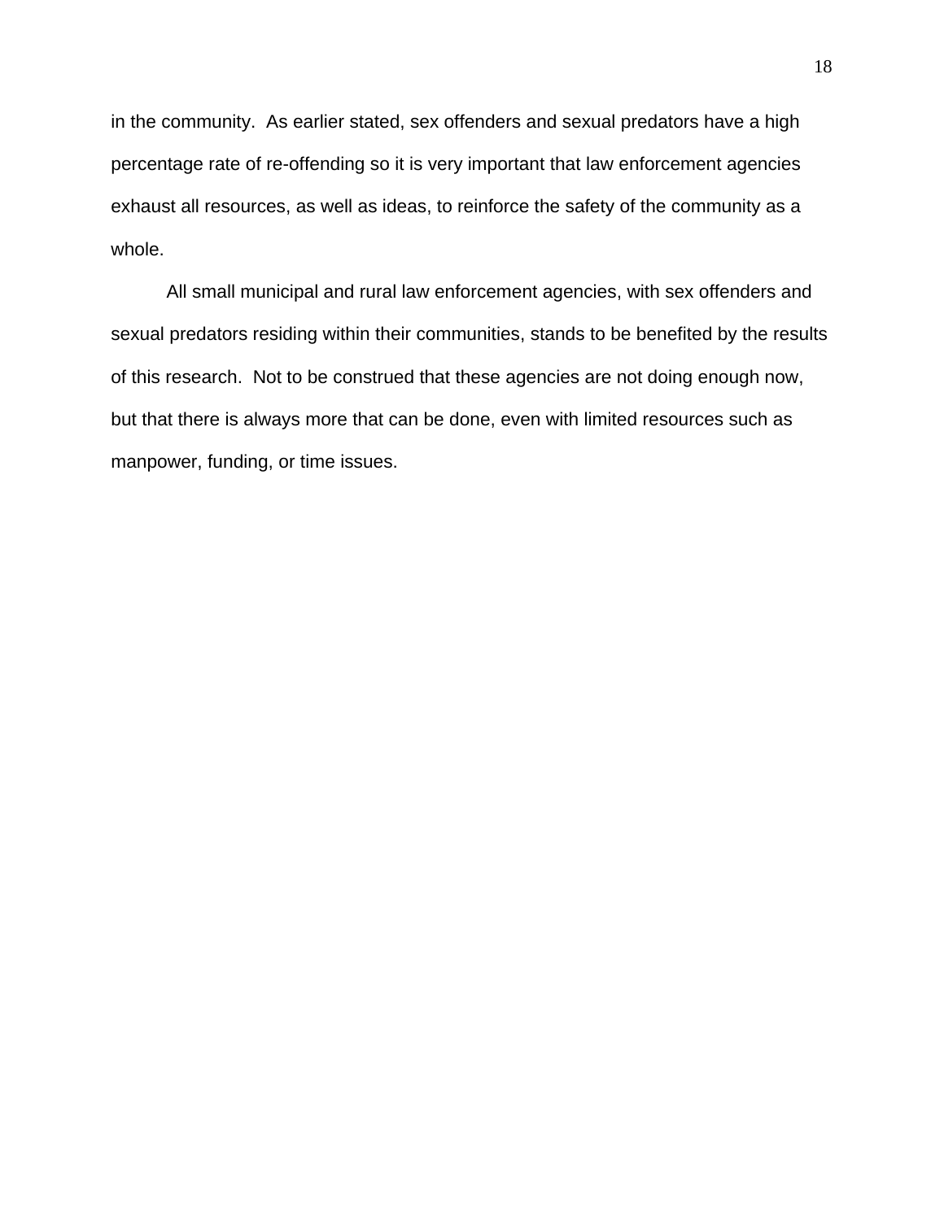in the community. As earlier stated, sex offenders and sexual predators have a high percentage rate of re-offending so it is very important that law enforcement agencies exhaust all resources, as well as ideas, to reinforce the safety of the community as a whole.

All small municipal and rural law enforcement agencies, with sex offenders and sexual predators residing within their communities, stands to be benefited by the results of this research. Not to be construed that these agencies are not doing enough now, but that there is always more that can be done, even with limited resources such as manpower, funding, or time issues.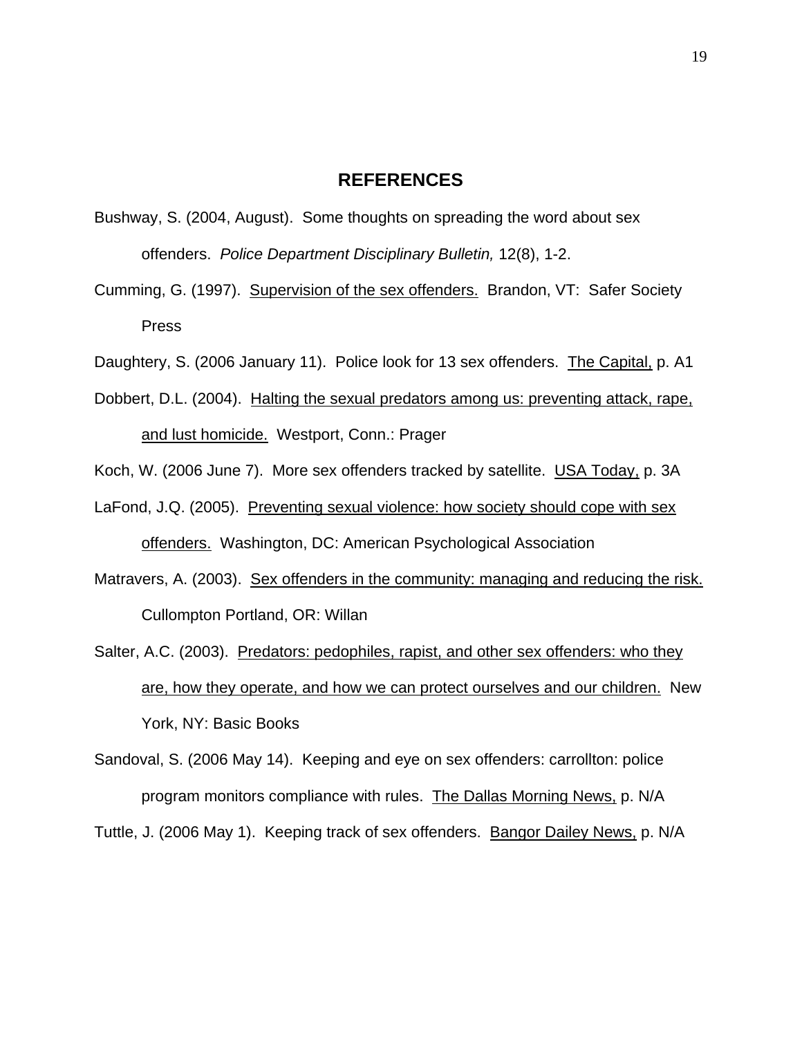# REFERENCES

Bushway, S. (2004, August). Some thoughts on spreading the word about sex offenders. *Police Department Disciplinary Bulletin,* 12(8), 1-2.

Cumming, G. (1997). <u>Supervision of the sex offenders.</u> Brandon, VT: Safer Society Press

Daughtery, S. (2006 January 11). Police look for 13 sex offenders. <u>The Capital,</u> p. A1

Dobbert, D.L. (2004). <u>Halting the sexual predators among us: preventing attack, rape, and lust homicide.</u> Westport, Conn.: Prager

Koch, W. (2006 June 7). More sex offenders tracked by satellite. <u>USA Today,</u> p. 3A

LaFond, J.Q. (2005). <u>Preventing sexual violence: how society should cope with sex offenders.</u> Washington, DC: American Psychological Association

Matravers, A. (2003). <u>Sex offenders in the community: managing and reducing the risk.</u> Cullompton Portland, OR: Willan

Salter, A.C. (2003). <u>Predators: pedophiles, rapist, and other sex offenders: who they are, how they operate, and how we can protect ourselves and our children.</u> New York, NY: Basic Books

Sandoval, S. (2006 May 14). Keeping and eye on sex offenders: carrollton: police program monitors compliance with rules. <u>The Dallas Morning News,</u> p. N/A

Tuttle, J. (2006 May 1). Keeping track of sex offenders. <u>Bangor Dailey News,</u> p. N/A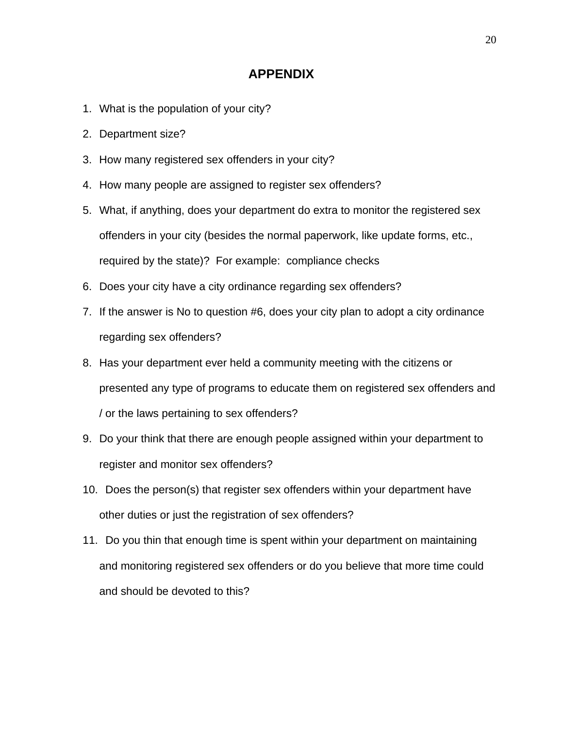# APPENDIX

1. What is the population of your city?
2. Department size?
3. How many registered sex offenders in your city?
4. How many people are assigned to register sex offenders?
5. What, if anything, does your department do extra to monitor the registered sex offenders in your city (besides the normal paperwork, like update forms, etc., required by the state)? For example: compliance checks
6. Does your city have a city ordinance regarding sex offenders?
7. If the answer is No to question #6, does your city plan to adopt a city ordinance regarding sex offenders?
8. Has your department ever held a community meeting with the citizens or presented any type of programs to educate them on registered sex offenders and / or the laws pertaining to sex offenders?
9. Do your think that there are enough people assigned within your department to register and monitor sex offenders?
10. Does the person(s) that register sex offenders within your department have other duties or just the registration of sex offenders?
11. Do you thin that enough time is spent within your department on maintaining and monitoring registered sex offenders or do you believe that more time could and should be devoted to this?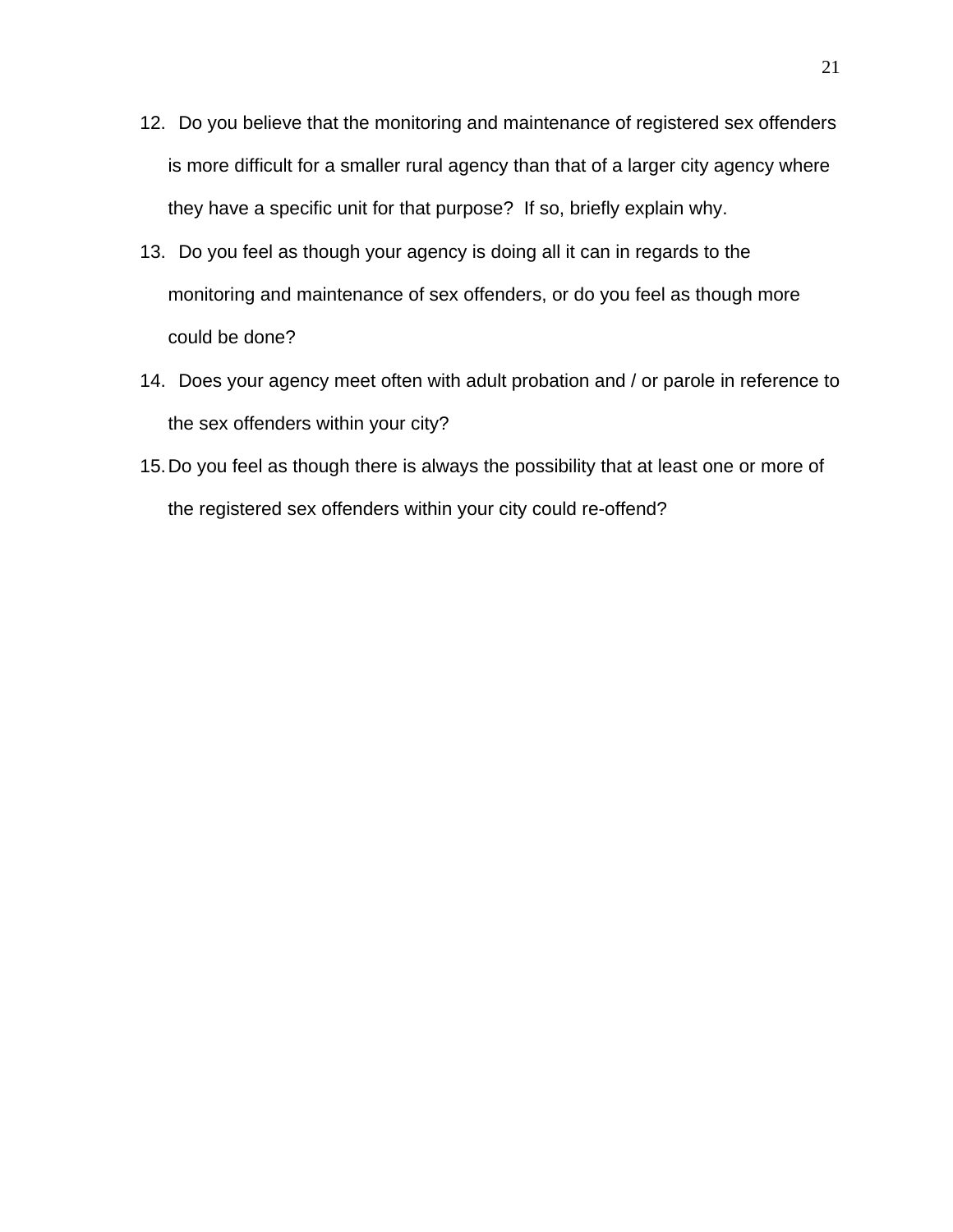12. Do you believe that the monitoring and maintenance of registered sex offenders is more difficult for a smaller rural agency than that of a larger city agency where they have a specific unit for that purpose? If so, briefly explain why.
13. Do you feel as though your agency is doing all it can in regards to the monitoring and maintenance of sex offenders, or do you feel as though more could be done?
14. Does your agency meet often with adult probation and / or parole in reference to the sex offenders within your city?
15. Do you feel as though there is always the possibility that at least one or more of the registered sex offenders within your city could re-offend?